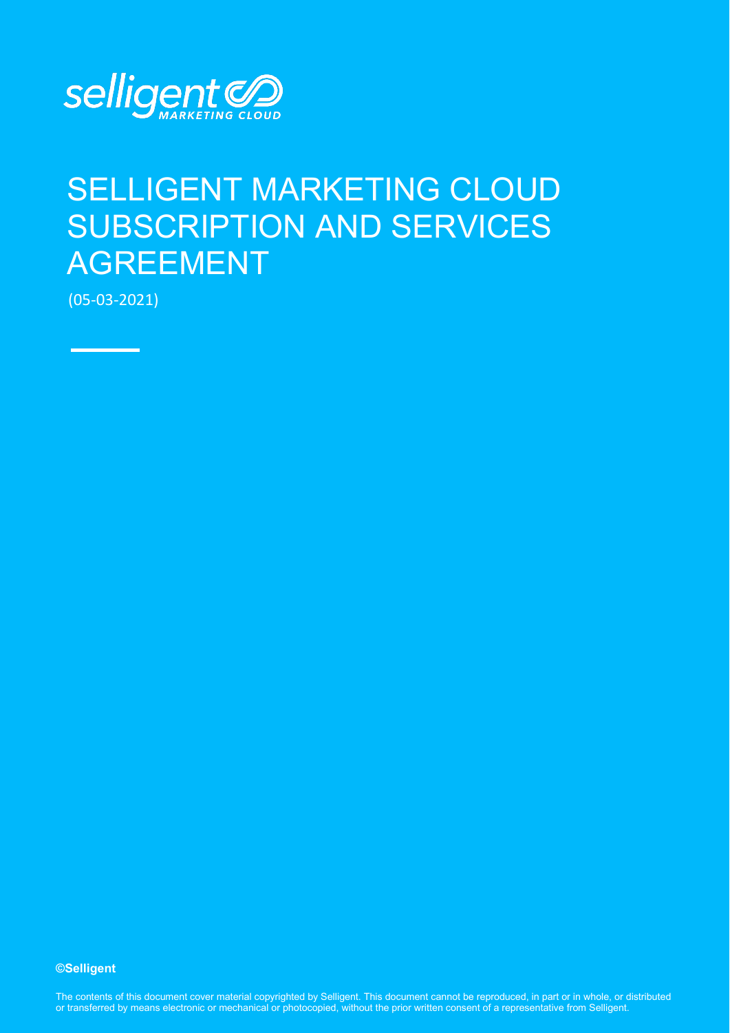selligent MARKETING CLOUD

# SELLIGENT MARKETING CLOUD SUBSCRIPTION AND SERVICES AGREEMENT

(05-03-2021)

**©Selligent**

The contents of this document cover material copyrighted by Selligent. This document cannot be reproduced, in part or in whole, or distributed or transferred by means electronic or mechanical or photocopied, without the prior written consent of a representative from Selligent.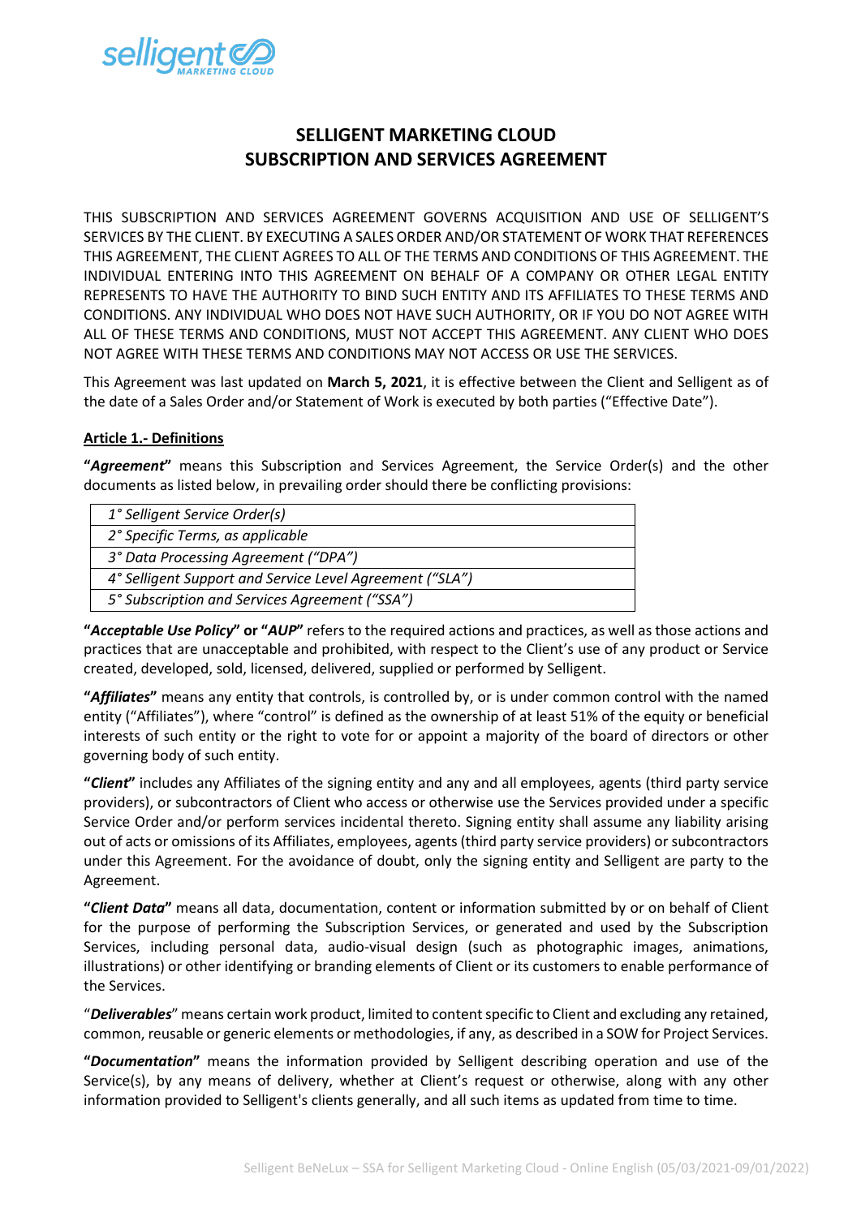# SELLIGENT MARKETING CLOUD SUBSCRIPTION AND SERVICES AGREEMENT

THIS SUBSCRIPTION AND SERVICES AGREEMENT GOVERNS ACQUISITION AND USE OF SELLIGENT'S SERVICES BY THE CLIENT. BY EXECUTING A SALES ORDER AND/OR STATEMENT OF WORK THAT REFERENCES THIS AGREEMENT, THE CLIENT AGREES TO ALL OF THE TERMS AND CONDITIONS OF THIS AGREEMENT. THE INDIVIDUAL ENTERING INTO THIS AGREEMENT ON BEHALF OF A COMPANY OR OTHER LEGAL ENTITY REPRESENTS TO HAVE THE AUTHORITY TO BIND SUCH ENTITY AND ITS AFFILIATES TO THESE TERMS AND CONDITIONS. ANY INDIVIDUAL WHO DOES NOT HAVE SUCH AUTHORITY, OR IF YOU DO NOT AGREE WITH ALL OF THESE TERMS AND CONDITIONS, MUST NOT ACCEPT THIS AGREEMENT. ANY CLIENT WHO DOES NOT AGREE WITH THESE TERMS AND CONDITIONS MAY NOT ACCESS OR USE THE SERVICES.

This Agreement was last updated on **March 5, 2021**, it is effective between the Client and Selligent as of the date of a Sales Order and/or Statement of Work is executed by both parties ("Effective Date").

## Article 1.- Definitions

**"*Agreement*"** means this Subscription and Services Agreement, the Service Order(s) and the other documents as listed below, in prevailing order should there be conflicting provisions:

| |
|---|
| *1° Selligent Service Order(s)* |
| *2° Specific Terms, as applicable* |
| *3° Data Processing Agreement ("DPA")* |
| *4° Selligent Support and Service Level Agreement ("SLA")* |
| *5° Subscription and Services Agreement ("SSA")* |

**"*Acceptable Use Policy*" or "*AUP*"** refers to the required actions and practices, as well as those actions and practices that are unacceptable and prohibited, with respect to the Client's use of any product or Service created, developed, sold, licensed, delivered, supplied or performed by Selligent.

**"*Affiliates*"** means any entity that controls, is controlled by, or is under common control with the named entity ("Affiliates"), where "control" is defined as the ownership of at least 51% of the equity or beneficial interests of such entity or the right to vote for or appoint a majority of the board of directors or other governing body of such entity.

**"*Client*"** includes any Affiliates of the signing entity and any and all employees, agents (third party service providers), or subcontractors of Client who access or otherwise use the Services provided under a specific Service Order and/or perform services incidental thereto. Signing entity shall assume any liability arising out of acts or omissions of its Affiliates, employees, agents (third party service providers) or subcontractors under this Agreement. For the avoidance of doubt, only the signing entity and Selligent are party to the Agreement.

**"*Client Data*"** means all data, documentation, content or information submitted by or on behalf of Client for the purpose of performing the Subscription Services, or generated and used by the Subscription Services, including personal data, audio-visual design (such as photographic images, animations, illustrations) or other identifying or branding elements of Client or its customers to enable performance of the Services.

"***Deliverables***" means certain work product, limited to content specific to Client and excluding any retained, common, reusable or generic elements or methodologies, if any, as described in a SOW for Project Services.

**"*Documentation*"** means the information provided by Selligent describing operation and use of the Service(s), by any means of delivery, whether at Client's request or otherwise, along with any other information provided to Selligent's clients generally, and all such items as updated from time to time.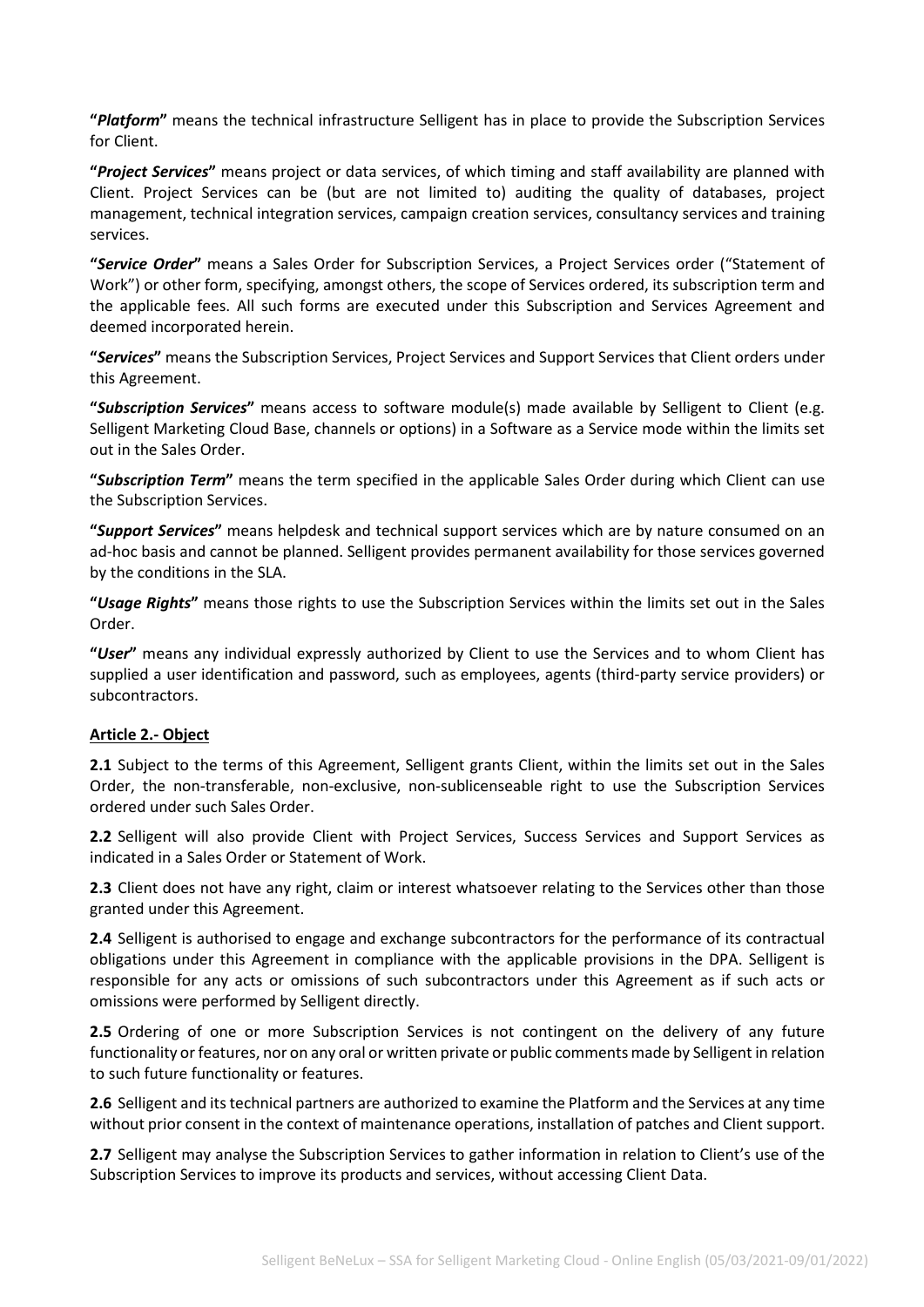**"*Platform*"** means the technical infrastructure Selligent has in place to provide the Subscription Services for Client.

**"*Project Services*"** means project or data services, of which timing and staff availability are planned with Client. Project Services can be (but are not limited to) auditing the quality of databases, project management, technical integration services, campaign creation services, consultancy services and training services.

**"*Service Order*"** means a Sales Order for Subscription Services, a Project Services order ("Statement of Work") or other form, specifying, amongst others, the scope of Services ordered, its subscription term and the applicable fees. All such forms are executed under this Subscription and Services Agreement and deemed incorporated herein.

**"*Services*"** means the Subscription Services, Project Services and Support Services that Client orders under this Agreement.

**"*Subscription Services*"** means access to software module(s) made available by Selligent to Client (e.g. Selligent Marketing Cloud Base, channels or options) in a Software as a Service mode within the limits set out in the Sales Order.

**"*Subscription Term*"** means the term specified in the applicable Sales Order during which Client can use the Subscription Services.

**"*Support Services*"** means helpdesk and technical support services which are by nature consumed on an ad-hoc basis and cannot be planned. Selligent provides permanent availability for those services governed by the conditions in the SLA.

**"*Usage Rights*"** means those rights to use the Subscription Services within the limits set out in the Sales Order.

**"*User*"** means any individual expressly authorized by Client to use the Services and to whom Client has supplied a user identification and password, such as employees, agents (third-party service providers) or subcontractors.

**Article 2.- Object**

**2.1** Subject to the terms of this Agreement, Selligent grants Client, within the limits set out in the Sales Order, the non-transferable, non-exclusive, non-sublicenseable right to use the Subscription Services ordered under such Sales Order.

**2.2** Selligent will also provide Client with Project Services, Success Services and Support Services as indicated in a Sales Order or Statement of Work.

**2.3** Client does not have any right, claim or interest whatsoever relating to the Services other than those granted under this Agreement.

**2.4** Selligent is authorised to engage and exchange subcontractors for the performance of its contractual obligations under this Agreement in compliance with the applicable provisions in the DPA. Selligent is responsible for any acts or omissions of such subcontractors under this Agreement as if such acts or omissions were performed by Selligent directly.

**2.5** Ordering of one or more Subscription Services is not contingent on the delivery of any future functionality or features, nor on any oral or written private or public comments made by Selligent in relation to such future functionality or features.

**2.6** Selligent and its technical partners are authorized to examine the Platform and the Services at any time without prior consent in the context of maintenance operations, installation of patches and Client support.

**2.7** Selligent may analyse the Subscription Services to gather information in relation to Client's use of the Subscription Services to improve its products and services, without accessing Client Data.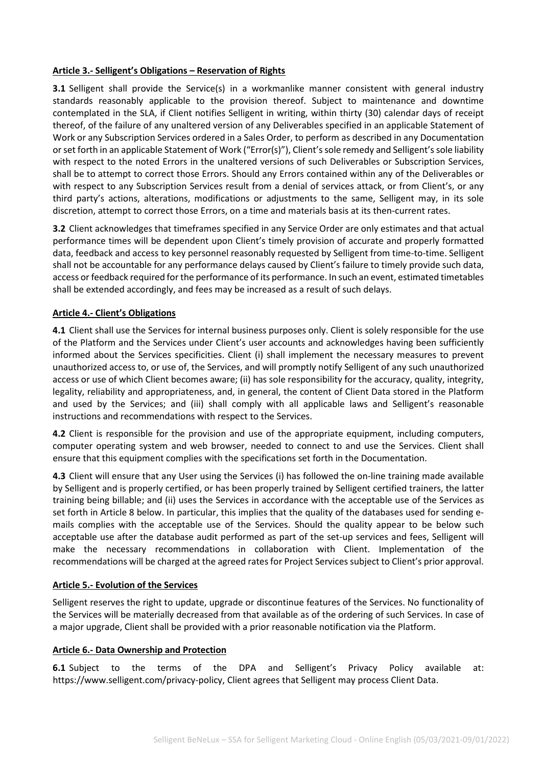**<u>Article 3.- Selligent's Obligations – Reservation of Rights</u>**

**3.1** Selligent shall provide the Service(s) in a workmanlike manner consistent with general industry standards reasonably applicable to the provision thereof. Subject to maintenance and downtime contemplated in the SLA, if Client notifies Selligent in writing, within thirty (30) calendar days of receipt thereof, of the failure of any unaltered version of any Deliverables specified in an applicable Statement of Work or any Subscription Services ordered in a Sales Order, to perform as described in any Documentation or set forth in an applicable Statement of Work ("Error(s)"), Client's sole remedy and Selligent's sole liability with respect to the noted Errors in the unaltered versions of such Deliverables or Subscription Services, shall be to attempt to correct those Errors. Should any Errors contained within any of the Deliverables or with respect to any Subscription Services result from a denial of services attack, or from Client's, or any third party's actions, alterations, modifications or adjustments to the same, Selligent may, in its sole discretion, attempt to correct those Errors, on a time and materials basis at its then-current rates.

**3.2** Client acknowledges that timeframes specified in any Service Order are only estimates and that actual performance times will be dependent upon Client's timely provision of accurate and properly formatted data, feedback and access to key personnel reasonably requested by Selligent from time-to-time. Selligent shall not be accountable for any performance delays caused by Client's failure to timely provide such data, access or feedback required for the performance of its performance. In such an event, estimated timetables shall be extended accordingly, and fees may be increased as a result of such delays.

**<u>Article 4.- Client's Obligations</u>**

**4.1** Client shall use the Services for internal business purposes only. Client is solely responsible for the use of the Platform and the Services under Client's user accounts and acknowledges having been sufficiently informed about the Services specificities. Client (i) shall implement the necessary measures to prevent unauthorized access to, or use of, the Services, and will promptly notify Selligent of any such unauthorized access or use of which Client becomes aware; (ii) has sole responsibility for the accuracy, quality, integrity, legality, reliability and appropriateness, and, in general, the content of Client Data stored in the Platform and used by the Services; and (iii) shall comply with all applicable laws and Selligent's reasonable instructions and recommendations with respect to the Services.

**4.2** Client is responsible for the provision and use of the appropriate equipment, including computers, computer operating system and web browser, needed to connect to and use the Services. Client shall ensure that this equipment complies with the specifications set forth in the Documentation.

**4.3** Client will ensure that any User using the Services (i) has followed the on-line training made available by Selligent and is properly certified, or has been properly trained by Selligent certified trainers, the latter training being billable; and (ii) uses the Services in accordance with the acceptable use of the Services as set forth in Article 8 below. In particular, this implies that the quality of the databases used for sending e-mails complies with the acceptable use of the Services. Should the quality appear to be below such acceptable use after the database audit performed as part of the set-up services and fees, Selligent will make the necessary recommendations in collaboration with Client. Implementation of the recommendations will be charged at the agreed rates for Project Services subject to Client's prior approval.

**<u>Article 5.- Evolution of the Services</u>**

Selligent reserves the right to update, upgrade or discontinue features of the Services. No functionality of the Services will be materially decreased from that available as of the ordering of such Services. In case of a major upgrade, Client shall be provided with a prior reasonable notification via the Platform.

**<u>Article 6.- Data Ownership and Protection</u>**

**6.1** Subject to the terms of the DPA and Selligent's Privacy Policy available at: https://www.selligent.com/privacy-policy, Client agrees that Selligent may process Client Data.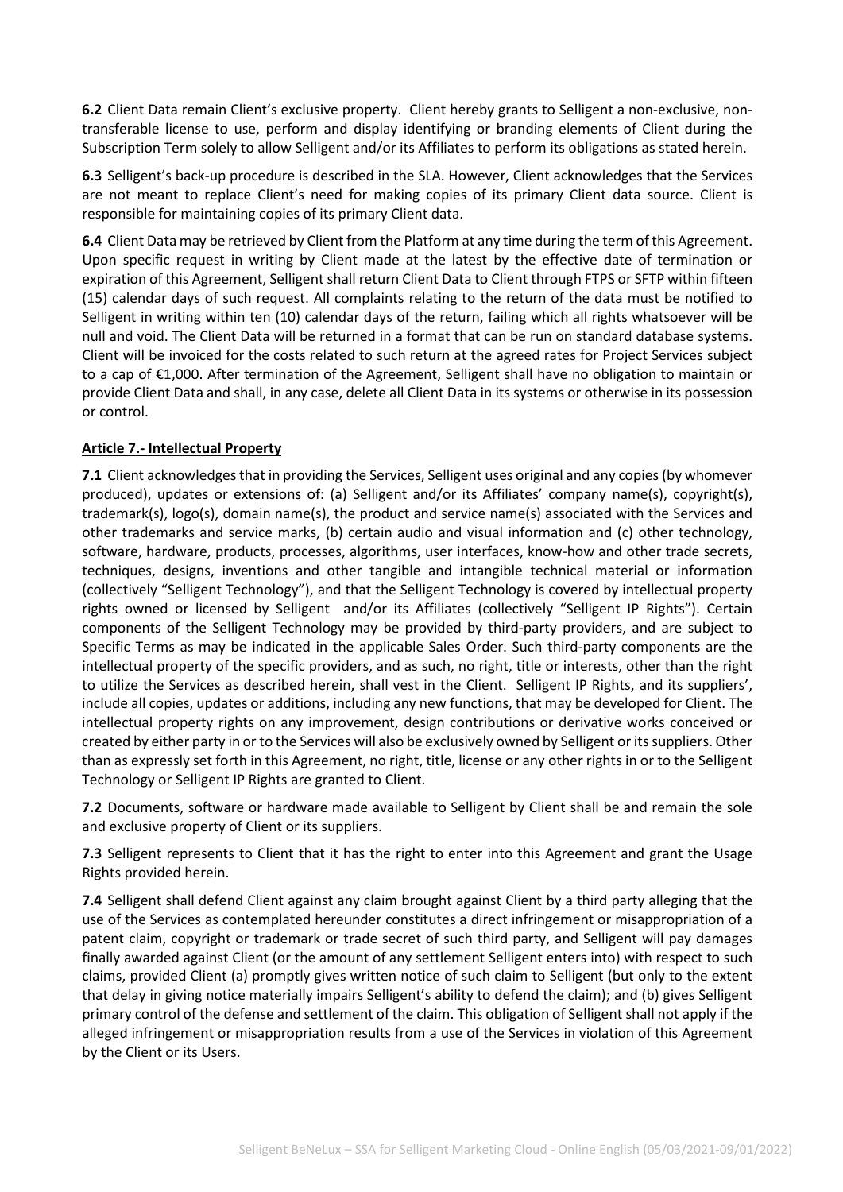**6.2** Client Data remain Client's exclusive property. Client hereby grants to Selligent a non-exclusive, non-transferable license to use, perform and display identifying or branding elements of Client during the Subscription Term solely to allow Selligent and/or its Affiliates to perform its obligations as stated herein.

**6.3** Selligent's back-up procedure is described in the SLA. However, Client acknowledges that the Services are not meant to replace Client's need for making copies of its primary Client data source. Client is responsible for maintaining copies of its primary Client data.

**6.4** Client Data may be retrieved by Client from the Platform at any time during the term of this Agreement. Upon specific request in writing by Client made at the latest by the effective date of termination or expiration of this Agreement, Selligent shall return Client Data to Client through FTPS or SFTP within fifteen (15) calendar days of such request. All complaints relating to the return of the data must be notified to Selligent in writing within ten (10) calendar days of the return, failing which all rights whatsoever will be null and void. The Client Data will be returned in a format that can be run on standard database systems. Client will be invoiced for the costs related to such return at the agreed rates for Project Services subject to a cap of €1,000. After termination of the Agreement, Selligent shall have no obligation to maintain or provide Client Data and shall, in any case, delete all Client Data in its systems or otherwise in its possession or control.

## Article 7.- Intellectual Property

**7.1** Client acknowledges that in providing the Services, Selligent uses original and any copies (by whomever produced), updates or extensions of: (a) Selligent and/or its Affiliates' company name(s), copyright(s), trademark(s), logo(s), domain name(s), the product and service name(s) associated with the Services and other trademarks and service marks, (b) certain audio and visual information and (c) other technology, software, hardware, products, processes, algorithms, user interfaces, know-how and other trade secrets, techniques, designs, inventions and other tangible and intangible technical material or information (collectively "Selligent Technology"), and that the Selligent Technology is covered by intellectual property rights owned or licensed by Selligent and/or its Affiliates (collectively "Selligent IP Rights"). Certain components of the Selligent Technology may be provided by third-party providers, and are subject to Specific Terms as may be indicated in the applicable Sales Order. Such third-party components are the intellectual property of the specific providers, and as such, no right, title or interests, other than the right to utilize the Services as described herein, shall vest in the Client. Selligent IP Rights, and its suppliers', include all copies, updates or additions, including any new functions, that may be developed for Client. The intellectual property rights on any improvement, design contributions or derivative works conceived or created by either party in or to the Services will also be exclusively owned by Selligent or its suppliers. Other than as expressly set forth in this Agreement, no right, title, license or any other rights in or to the Selligent Technology or Selligent IP Rights are granted to Client.

**7.2** Documents, software or hardware made available to Selligent by Client shall be and remain the sole and exclusive property of Client or its suppliers.

**7.3** Selligent represents to Client that it has the right to enter into this Agreement and grant the Usage Rights provided herein.

**7.4** Selligent shall defend Client against any claim brought against Client by a third party alleging that the use of the Services as contemplated hereunder constitutes a direct infringement or misappropriation of a patent claim, copyright or trademark or trade secret of such third party, and Selligent will pay damages finally awarded against Client (or the amount of any settlement Selligent enters into) with respect to such claims, provided Client (a) promptly gives written notice of such claim to Selligent (but only to the extent that delay in giving notice materially impairs Selligent's ability to defend the claim); and (b) gives Selligent primary control of the defense and settlement of the claim. This obligation of Selligent shall not apply if the alleged infringement or misappropriation results from a use of the Services in violation of this Agreement by the Client or its Users.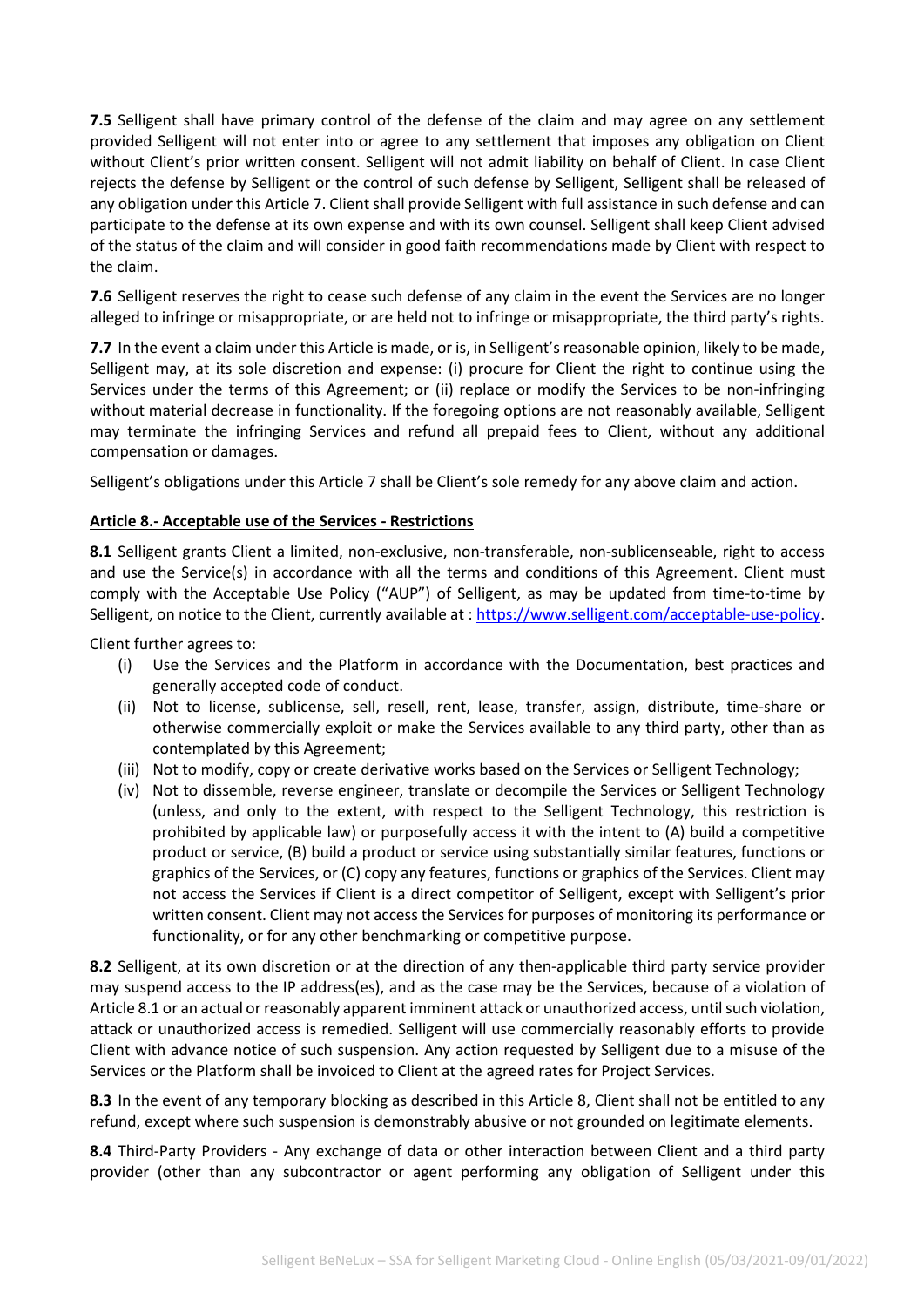**7.5** Selligent shall have primary control of the defense of the claim and may agree on any settlement provided Selligent will not enter into or agree to any settlement that imposes any obligation on Client without Client's prior written consent. Selligent will not admit liability on behalf of Client. In case Client rejects the defense by Selligent or the control of such defense by Selligent, Selligent shall be released of any obligation under this Article 7. Client shall provide Selligent with full assistance in such defense and can participate to the defense at its own expense and with its own counsel. Selligent shall keep Client advised of the status of the claim and will consider in good faith recommendations made by Client with respect to the claim.

**7.6** Selligent reserves the right to cease such defense of any claim in the event the Services are no longer alleged to infringe or misappropriate, or are held not to infringe or misappropriate, the third party's rights.

**7.7** In the event a claim under this Article is made, or is, in Selligent's reasonable opinion, likely to be made, Selligent may, at its sole discretion and expense: (i) procure for Client the right to continue using the Services under the terms of this Agreement; or (ii) replace or modify the Services to be non-infringing without material decrease in functionality. If the foregoing options are not reasonably available, Selligent may terminate the infringing Services and refund all prepaid fees to Client, without any additional compensation or damages.

Selligent's obligations under this Article 7 shall be Client's sole remedy for any above claim and action.

**Article 8.- Acceptable use of the Services - Restrictions**

**8.1** Selligent grants Client a limited, non-exclusive, non-transferable, non-sublicenseable, right to access and use the Service(s) in accordance with all the terms and conditions of this Agreement. Client must comply with the Acceptable Use Policy ("AUP") of Selligent, as may be updated from time-to-time by Selligent, on notice to the Client, currently available at : https://www.selligent.com/acceptable-use-policy.

Client further agrees to:

(i) Use the Services and the Platform in accordance with the Documentation, best practices and generally accepted code of conduct.
(ii) Not to license, sublicense, sell, resell, rent, lease, transfer, assign, distribute, time-share or otherwise commercially exploit or make the Services available to any third party, other than as contemplated by this Agreement;
(iii) Not to modify, copy or create derivative works based on the Services or Selligent Technology;
(iv) Not to dissemble, reverse engineer, translate or decompile the Services or Selligent Technology (unless, and only to the extent, with respect to the Selligent Technology, this restriction is prohibited by applicable law) or purposefully access it with the intent to (A) build a competitive product or service, (B) build a product or service using substantially similar features, functions or graphics of the Services, or (C) copy any features, functions or graphics of the Services. Client may not access the Services if Client is a direct competitor of Selligent, except with Selligent's prior written consent. Client may not access the Services for purposes of monitoring its performance or functionality, or for any other benchmarking or competitive purpose.

**8.2** Selligent, at its own discretion or at the direction of any then-applicable third party service provider may suspend access to the IP address(es), and as the case may be the Services, because of a violation of Article 8.1 or an actual or reasonably apparent imminent attack or unauthorized access, until such violation, attack or unauthorized access is remedied. Selligent will use commercially reasonably efforts to provide Client with advance notice of such suspension. Any action requested by Selligent due to a misuse of the Services or the Platform shall be invoiced to Client at the agreed rates for Project Services.

**8.3** In the event of any temporary blocking as described in this Article 8, Client shall not be entitled to any refund, except where such suspension is demonstrably abusive or not grounded on legitimate elements.

**8.4** Third-Party Providers - Any exchange of data or other interaction between Client and a third party provider (other than any subcontractor or agent performing any obligation of Selligent under this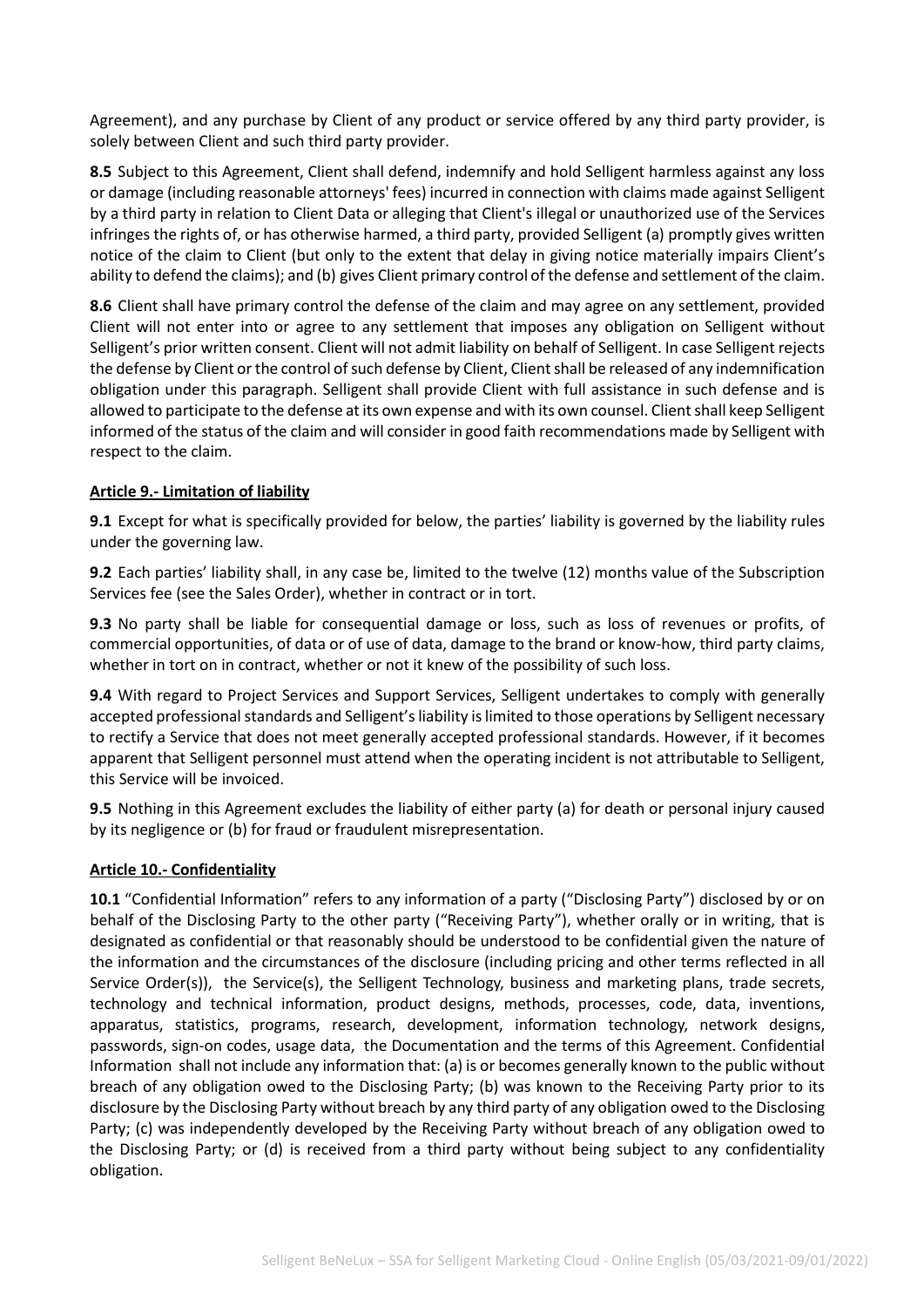Agreement), and any purchase by Client of any product or service offered by any third party provider, is solely between Client and such third party provider.

**8.5** Subject to this Agreement, Client shall defend, indemnify and hold Selligent harmless against any loss or damage (including reasonable attorneys' fees) incurred in connection with claims made against Selligent by a third party in relation to Client Data or alleging that Client's illegal or unauthorized use of the Services infringes the rights of, or has otherwise harmed, a third party, provided Selligent (a) promptly gives written notice of the claim to Client (but only to the extent that delay in giving notice materially impairs Client's ability to defend the claims); and (b) gives Client primary control of the defense and settlement of the claim.

**8.6** Client shall have primary control the defense of the claim and may agree on any settlement, provided Client will not enter into or agree to any settlement that imposes any obligation on Selligent without Selligent's prior written consent. Client will not admit liability on behalf of Selligent. In case Selligent rejects the defense by Client or the control of such defense by Client, Client shall be released of any indemnification obligation under this paragraph. Selligent shall provide Client with full assistance in such defense and is allowed to participate to the defense at its own expense and with its own counsel. Client shall keep Selligent informed of the status of the claim and will consider in good faith recommendations made by Selligent with respect to the claim.

**Article 9.- Limitation of liability**

**9.1** Except for what is specifically provided for below, the parties' liability is governed by the liability rules under the governing law.

**9.2** Each parties' liability shall, in any case be, limited to the twelve (12) months value of the Subscription Services fee (see the Sales Order), whether in contract or in tort.

**9.3** No party shall be liable for consequential damage or loss, such as loss of revenues or profits, of commercial opportunities, of data or of use of data, damage to the brand or know-how, third party claims, whether in tort on in contract, whether or not it knew of the possibility of such loss.

**9.4** With regard to Project Services and Support Services, Selligent undertakes to comply with generally accepted professional standards and Selligent's liability is limited to those operations by Selligent necessary to rectify a Service that does not meet generally accepted professional standards. However, if it becomes apparent that Selligent personnel must attend when the operating incident is not attributable to Selligent, this Service will be invoiced.

**9.5** Nothing in this Agreement excludes the liability of either party (a) for death or personal injury caused by its negligence or (b) for fraud or fraudulent misrepresentation.

**Article 10.- Confidentiality**

**10.1** "Confidential Information" refers to any information of a party ("Disclosing Party") disclosed by or on behalf of the Disclosing Party to the other party ("Receiving Party"), whether orally or in writing, that is designated as confidential or that reasonably should be understood to be confidential given the nature of the information and the circumstances of the disclosure (including pricing and other terms reflected in all Service Order(s)), the Service(s), the Selligent Technology, business and marketing plans, trade secrets, technology and technical information, product designs, methods, processes, code, data, inventions, apparatus, statistics, programs, research, development, information technology, network designs, passwords, sign-on codes, usage data, the Documentation and the terms of this Agreement. Confidential Information shall not include any information that: (a) is or becomes generally known to the public without breach of any obligation owed to the Disclosing Party; (b) was known to the Receiving Party prior to its disclosure by the Disclosing Party without breach by any third party of any obligation owed to the Disclosing Party; (c) was independently developed by the Receiving Party without breach of any obligation owed to the Disclosing Party; or (d) is received from a third party without being subject to any confidentiality obligation.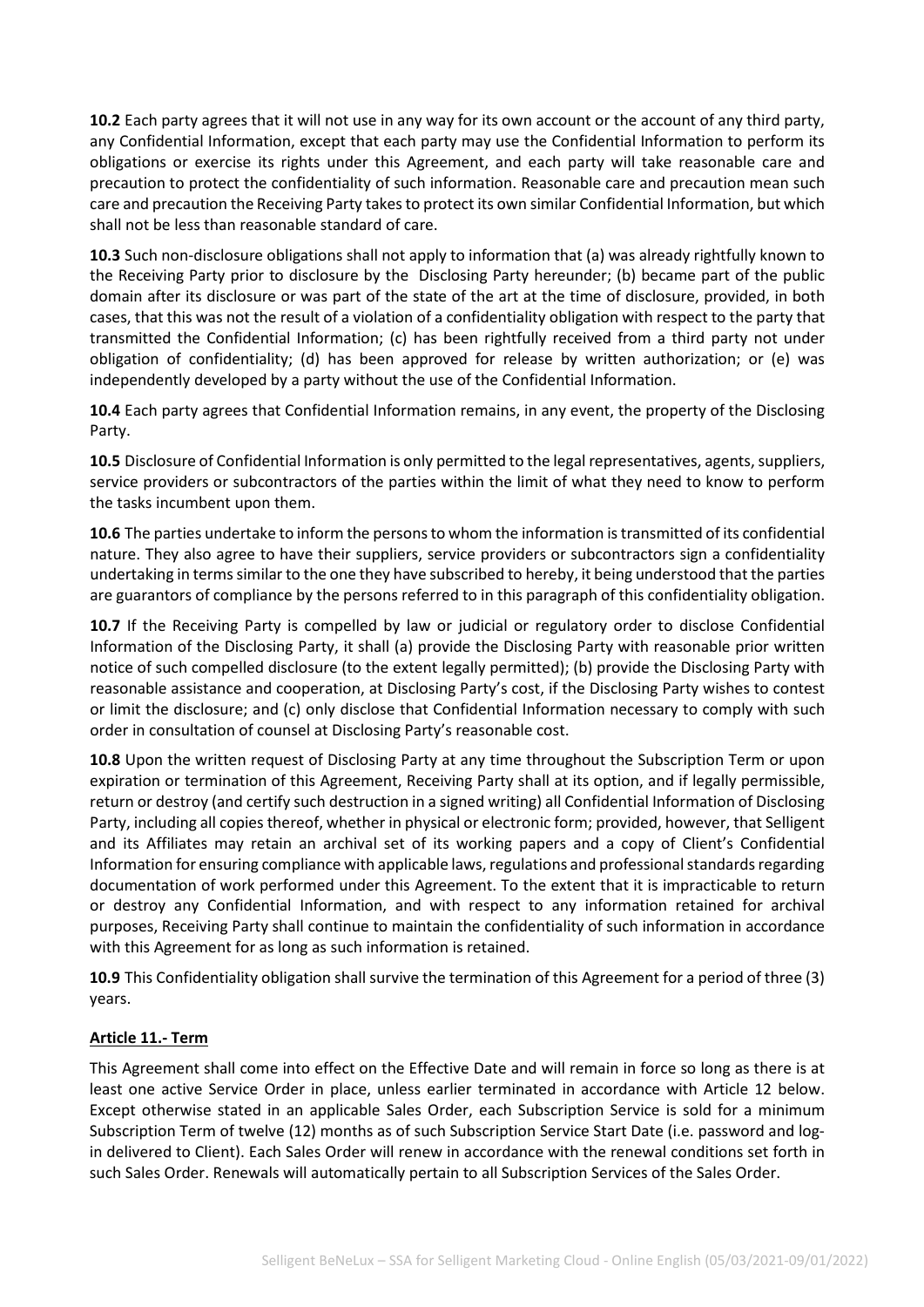**10.2** Each party agrees that it will not use in any way for its own account or the account of any third party, any Confidential Information, except that each party may use the Confidential Information to perform its obligations or exercise its rights under this Agreement, and each party will take reasonable care and precaution to protect the confidentiality of such information. Reasonable care and precaution mean such care and precaution the Receiving Party takes to protect its own similar Confidential Information, but which shall not be less than reasonable standard of care.

**10.3** Such non-disclosure obligations shall not apply to information that (a) was already rightfully known to the Receiving Party prior to disclosure by the Disclosing Party hereunder; (b) became part of the public domain after its disclosure or was part of the state of the art at the time of disclosure, provided, in both cases, that this was not the result of a violation of a confidentiality obligation with respect to the party that transmitted the Confidential Information; (c) has been rightfully received from a third party not under obligation of confidentiality; (d) has been approved for release by written authorization; or (e) was independently developed by a party without the use of the Confidential Information.

**10.4** Each party agrees that Confidential Information remains, in any event, the property of the Disclosing Party.

**10.5** Disclosure of Confidential Information is only permitted to the legal representatives, agents, suppliers, service providers or subcontractors of the parties within the limit of what they need to know to perform the tasks incumbent upon them.

**10.6** The parties undertake to inform the persons to whom the information is transmitted of its confidential nature. They also agree to have their suppliers, service providers or subcontractors sign a confidentiality undertaking in terms similar to the one they have subscribed to hereby, it being understood that the parties are guarantors of compliance by the persons referred to in this paragraph of this confidentiality obligation.

**10.7** If the Receiving Party is compelled by law or judicial or regulatory order to disclose Confidential Information of the Disclosing Party, it shall (a) provide the Disclosing Party with reasonable prior written notice of such compelled disclosure (to the extent legally permitted); (b) provide the Disclosing Party with reasonable assistance and cooperation, at Disclosing Party's cost, if the Disclosing Party wishes to contest or limit the disclosure; and (c) only disclose that Confidential Information necessary to comply with such order in consultation of counsel at Disclosing Party's reasonable cost.

**10.8** Upon the written request of Disclosing Party at any time throughout the Subscription Term or upon expiration or termination of this Agreement, Receiving Party shall at its option, and if legally permissible, return or destroy (and certify such destruction in a signed writing) all Confidential Information of Disclosing Party, including all copies thereof, whether in physical or electronic form; provided, however, that Selligent and its Affiliates may retain an archival set of its working papers and a copy of Client's Confidential Information for ensuring compliance with applicable laws, regulations and professional standards regarding documentation of work performed under this Agreement. To the extent that it is impracticable to return or destroy any Confidential Information, and with respect to any information retained for archival purposes, Receiving Party shall continue to maintain the confidentiality of such information in accordance with this Agreement for as long as such information is retained.

**10.9** This Confidentiality obligation shall survive the termination of this Agreement for a period of three (3) years.

## **Article 11.- Term**

This Agreement shall come into effect on the Effective Date and will remain in force so long as there is at least one active Service Order in place, unless earlier terminated in accordance with Article 12 below. Except otherwise stated in an applicable Sales Order, each Subscription Service is sold for a minimum Subscription Term of twelve (12) months as of such Subscription Service Start Date (i.e. password and log-in delivered to Client). Each Sales Order will renew in accordance with the renewal conditions set forth in such Sales Order. Renewals will automatically pertain to all Subscription Services of the Sales Order.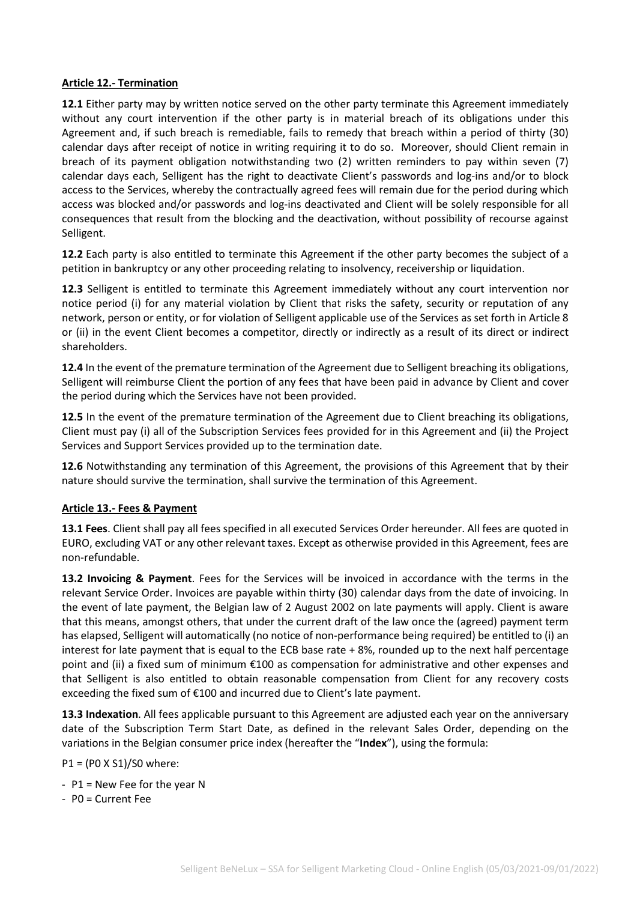**Article 12.- Termination**

**12.1** Either party may by written notice served on the other party terminate this Agreement immediately without any court intervention if the other party is in material breach of its obligations under this Agreement and, if such breach is remediable, fails to remedy that breach within a period of thirty (30) calendar days after receipt of notice in writing requiring it to do so. Moreover, should Client remain in breach of its payment obligation notwithstanding two (2) written reminders to pay within seven (7) calendar days each, Selligent has the right to deactivate Client's passwords and log-ins and/or to block access to the Services, whereby the contractually agreed fees will remain due for the period during which access was blocked and/or passwords and log-ins deactivated and Client will be solely responsible for all consequences that result from the blocking and the deactivation, without possibility of recourse against Selligent.

**12.2** Each party is also entitled to terminate this Agreement if the other party becomes the subject of a petition in bankruptcy or any other proceeding relating to insolvency, receivership or liquidation.

**12.3** Selligent is entitled to terminate this Agreement immediately without any court intervention nor notice period (i) for any material violation by Client that risks the safety, security or reputation of any network, person or entity, or for violation of Selligent applicable use of the Services as set forth in Article 8 or (ii) in the event Client becomes a competitor, directly or indirectly as a result of its direct or indirect shareholders.

**12.4** In the event of the premature termination of the Agreement due to Selligent breaching its obligations, Selligent will reimburse Client the portion of any fees that have been paid in advance by Client and cover the period during which the Services have not been provided.

**12.5** In the event of the premature termination of the Agreement due to Client breaching its obligations, Client must pay (i) all of the Subscription Services fees provided for in this Agreement and (ii) the Project Services and Support Services provided up to the termination date.

**12.6** Notwithstanding any termination of this Agreement, the provisions of this Agreement that by their nature should survive the termination, shall survive the termination of this Agreement.

**Article 13.- Fees & Payment**

**13.1 Fees**. Client shall pay all fees specified in all executed Services Order hereunder. All fees are quoted in EURO, excluding VAT or any other relevant taxes. Except as otherwise provided in this Agreement, fees are non-refundable.

**13.2 Invoicing & Payment**. Fees for the Services will be invoiced in accordance with the terms in the relevant Service Order. Invoices are payable within thirty (30) calendar days from the date of invoicing. In the event of late payment, the Belgian law of 2 August 2002 on late payments will apply. Client is aware that this means, amongst others, that under the current draft of the law once the (agreed) payment term has elapsed, Selligent will automatically (no notice of non-performance being required) be entitled to (i) an interest for late payment that is equal to the ECB base rate + 8%, rounded up to the next half percentage point and (ii) a fixed sum of minimum €100 as compensation for administrative and other expenses and that Selligent is also entitled to obtain reasonable compensation from Client for any recovery costs exceeding the fixed sum of €100 and incurred due to Client's late payment.

**13.3 Indexation**. All fees applicable pursuant to this Agreement are adjusted each year on the anniversary date of the Subscription Term Start Date, as defined in the relevant Sales Order, depending on the variations in the Belgian consumer price index (hereafter the "**Index**"), using the formula:

$P1 = (P0 \times S1)/S0$ where:

- $P1$ = New Fee for the year N
- $P0$ = Current Fee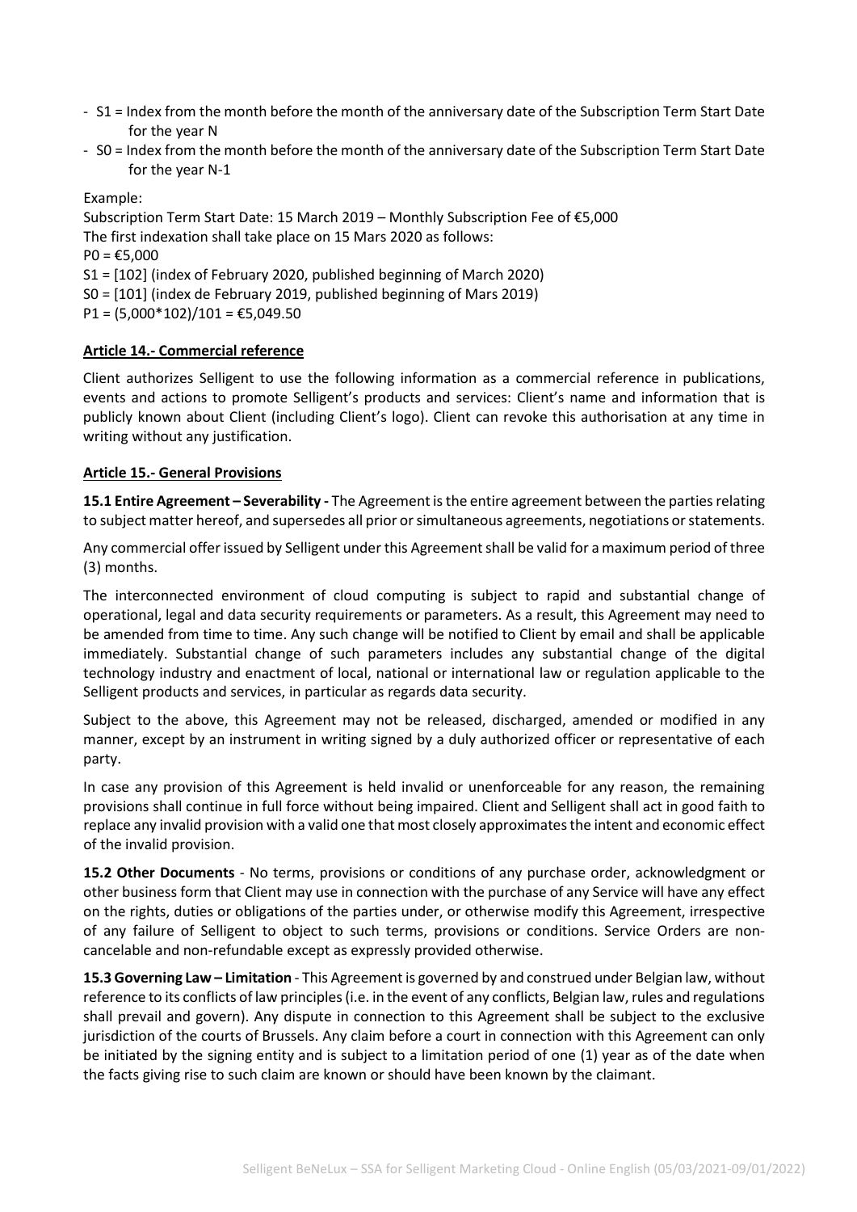- S1 = Index from the month before the month of the anniversary date of the Subscription Term Start Date for the year N
- S0 = Index from the month before the month of the anniversary date of the Subscription Term Start Date for the year N-1

Example:

Subscription Term Start Date: 15 March 2019 – Monthly Subscription Fee of €5,000
The first indexation shall take place on 15 Mars 2020 as follows:
P0 = €5,000
S1 = [102] (index of February 2020, published beginning of March 2020)
S0 = [101] (index de February 2019, published beginning of Mars 2019)
P1 = (5,000*102)/101 = €5,049.50

**Article 14.- Commercial reference**

Client authorizes Selligent to use the following information as a commercial reference in publications, events and actions to promote Selligent's products and services: Client's name and information that is publicly known about Client (including Client's logo). Client can revoke this authorisation at any time in writing without any justification.

**Article 15.- General Provisions**

**15.1 Entire Agreement – Severability -** The Agreement is the entire agreement between the parties relating to subject matter hereof, and supersedes all prior or simultaneous agreements, negotiations or statements.

Any commercial offer issued by Selligent under this Agreement shall be valid for a maximum period of three (3) months.

The interconnected environment of cloud computing is subject to rapid and substantial change of operational, legal and data security requirements or parameters. As a result, this Agreement may need to be amended from time to time. Any such change will be notified to Client by email and shall be applicable immediately. Substantial change of such parameters includes any substantial change of the digital technology industry and enactment of local, national or international law or regulation applicable to the Selligent products and services, in particular as regards data security.

Subject to the above, this Agreement may not be released, discharged, amended or modified in any manner, except by an instrument in writing signed by a duly authorized officer or representative of each party.

In case any provision of this Agreement is held invalid or unenforceable for any reason, the remaining provisions shall continue in full force without being impaired. Client and Selligent shall act in good faith to replace any invalid provision with a valid one that most closely approximates the intent and economic effect of the invalid provision.

**15.2 Other Documents** - No terms, provisions or conditions of any purchase order, acknowledgment or other business form that Client may use in connection with the purchase of any Service will have any effect on the rights, duties or obligations of the parties under, or otherwise modify this Agreement, irrespective of any failure of Selligent to object to such terms, provisions or conditions. Service Orders are non-cancelable and non-refundable except as expressly provided otherwise.

**15.3 Governing Law – Limitation** - This Agreement is governed by and construed under Belgian law, without reference to its conflicts of law principles (i.e. in the event of any conflicts, Belgian law, rules and regulations shall prevail and govern). Any dispute in connection to this Agreement shall be subject to the exclusive jurisdiction of the courts of Brussels. Any claim before a court in connection with this Agreement can only be initiated by the signing entity and is subject to a limitation period of one (1) year as of the date when the facts giving rise to such claim are known or should have been known by the claimant.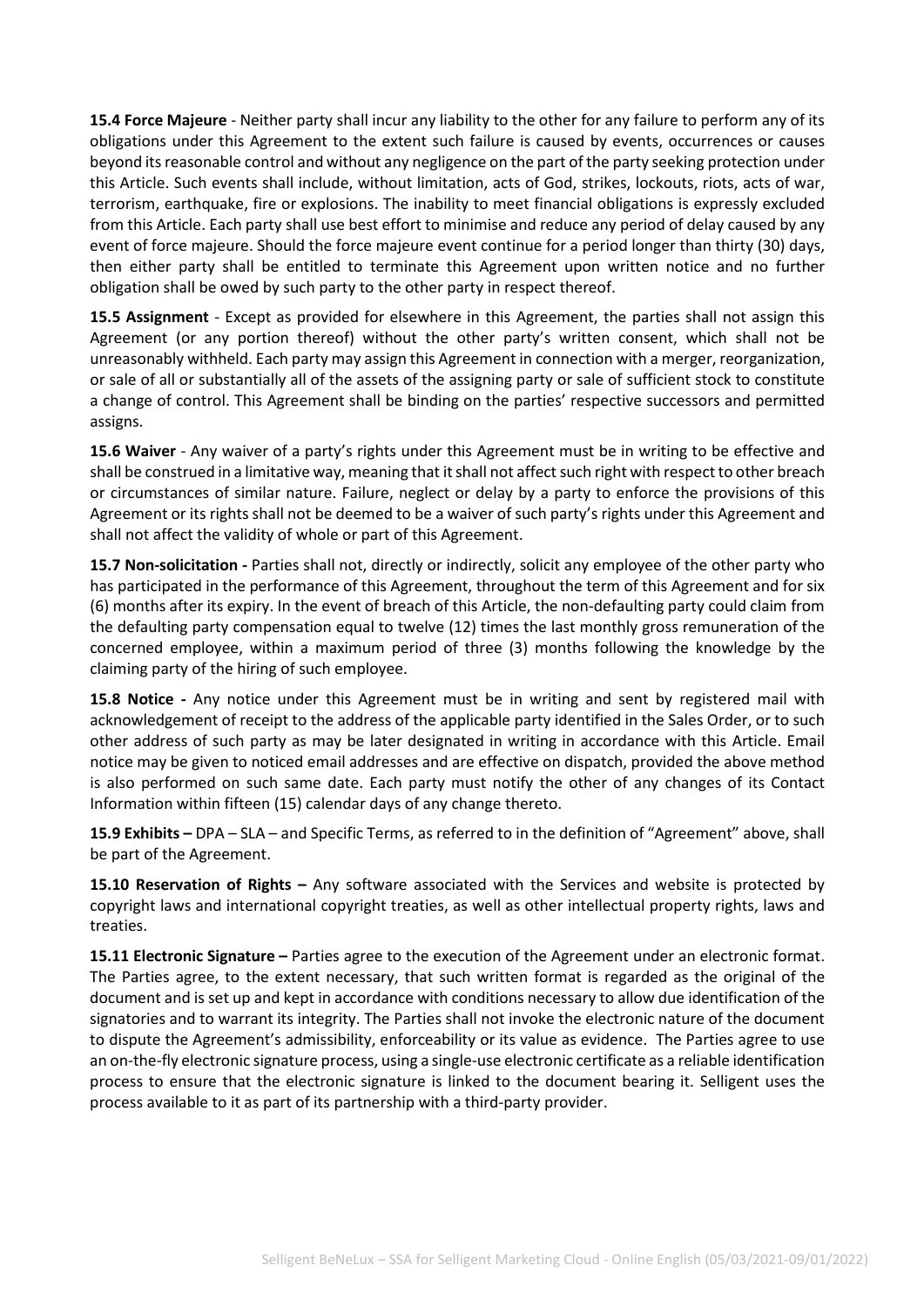**15.4 Force Majeure** - Neither party shall incur any liability to the other for any failure to perform any of its obligations under this Agreement to the extent such failure is caused by events, occurrences or causes beyond its reasonable control and without any negligence on the part of the party seeking protection under this Article. Such events shall include, without limitation, acts of God, strikes, lockouts, riots, acts of war, terrorism, earthquake, fire or explosions. The inability to meet financial obligations is expressly excluded from this Article. Each party shall use best effort to minimise and reduce any period of delay caused by any event of force majeure. Should the force majeure event continue for a period longer than thirty (30) days, then either party shall be entitled to terminate this Agreement upon written notice and no further obligation shall be owed by such party to the other party in respect thereof.

**15.5 Assignment** - Except as provided for elsewhere in this Agreement, the parties shall not assign this Agreement (or any portion thereof) without the other party's written consent, which shall not be unreasonably withheld. Each party may assign this Agreement in connection with a merger, reorganization, or sale of all or substantially all of the assets of the assigning party or sale of sufficient stock to constitute a change of control. This Agreement shall be binding on the parties' respective successors and permitted assigns.

**15.6 Waiver** - Any waiver of a party's rights under this Agreement must be in writing to be effective and shall be construed in a limitative way, meaning that it shall not affect such right with respect to other breach or circumstances of similar nature. Failure, neglect or delay by a party to enforce the provisions of this Agreement or its rights shall not be deemed to be a waiver of such party's rights under this Agreement and shall not affect the validity of whole or part of this Agreement.

**15.7 Non-solicitation -** Parties shall not, directly or indirectly, solicit any employee of the other party who has participated in the performance of this Agreement, throughout the term of this Agreement and for six (6) months after its expiry. In the event of breach of this Article, the non-defaulting party could claim from the defaulting party compensation equal to twelve (12) times the last monthly gross remuneration of the concerned employee, within a maximum period of three (3) months following the knowledge by the claiming party of the hiring of such employee.

**15.8 Notice -** Any notice under this Agreement must be in writing and sent by registered mail with acknowledgement of receipt to the address of the applicable party identified in the Sales Order, or to such other address of such party as may be later designated in writing in accordance with this Article. Email notice may be given to noticed email addresses and are effective on dispatch, provided the above method is also performed on such same date. Each party must notify the other of any changes of its Contact Information within fifteen (15) calendar days of any change thereto.

**15.9 Exhibits –** DPA – SLA – and Specific Terms, as referred to in the definition of "Agreement" above, shall be part of the Agreement.

**15.10 Reservation of Rights –** Any software associated with the Services and website is protected by copyright laws and international copyright treaties, as well as other intellectual property rights, laws and treaties.

**15.11 Electronic Signature –** Parties agree to the execution of the Agreement under an electronic format. The Parties agree, to the extent necessary, that such written format is regarded as the original of the document and is set up and kept in accordance with conditions necessary to allow due identification of the signatories and to warrant its integrity. The Parties shall not invoke the electronic nature of the document to dispute the Agreement's admissibility, enforceability or its value as evidence. The Parties agree to use an on-the-fly electronic signature process, using a single-use electronic certificate as a reliable identification process to ensure that the electronic signature is linked to the document bearing it. Selligent uses the process available to it as part of its partnership with a third-party provider.